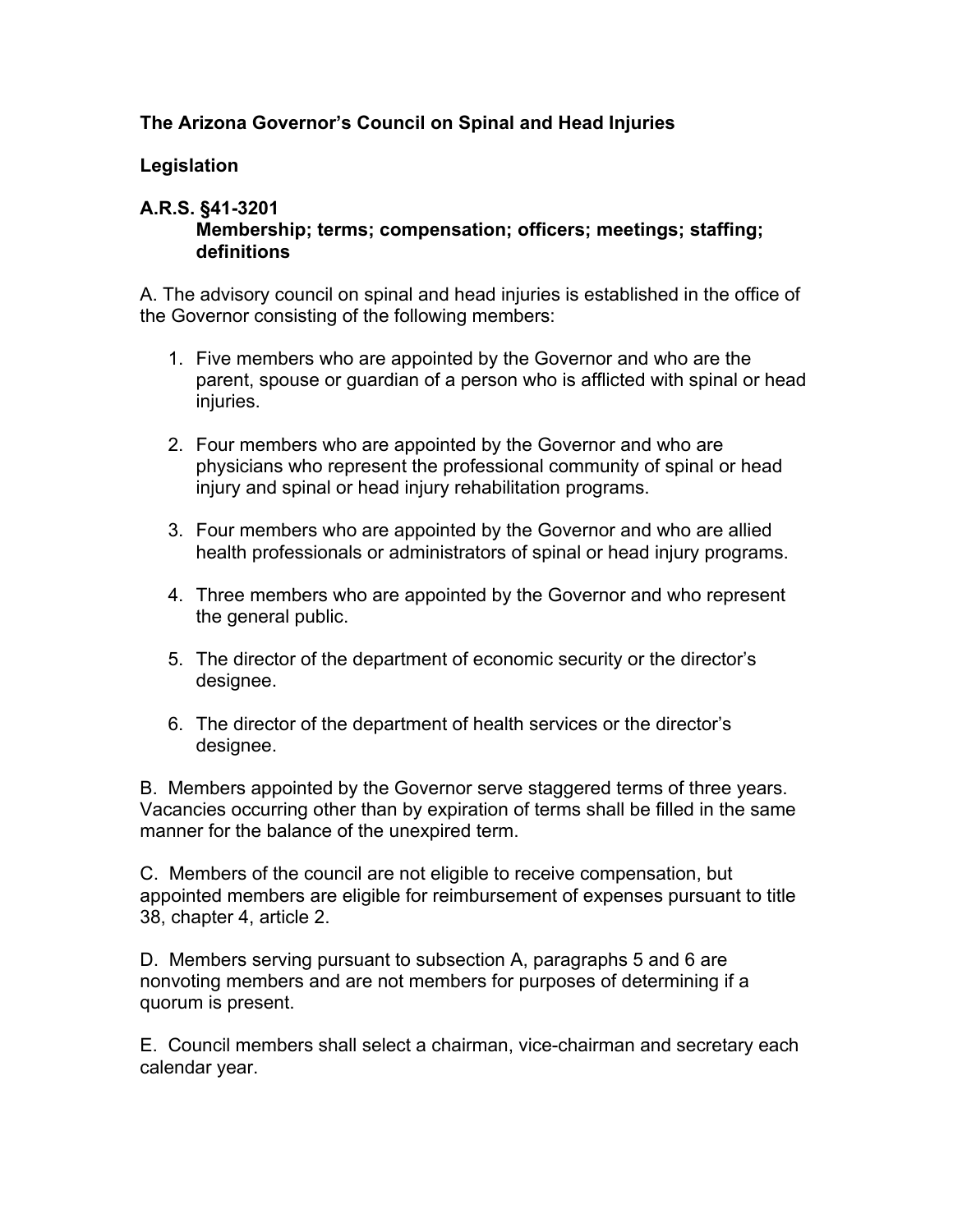**The Arizona Governor's Council on Spinal and Head Injuries**

**Legislation**

**A.R.S. §41-3201**
**Membership; terms; compensation; officers; meetings; staffing; definitions**

A. The advisory council on spinal and head injuries is established in the office of the Governor consisting of the following members:

1. Five members who are appointed by the Governor and who are the parent, spouse or guardian of a person who is afflicted with spinal or head injuries.

2. Four members who are appointed by the Governor and who are physicians who represent the professional community of spinal or head injury and spinal or head injury rehabilitation programs.

3. Four members who are appointed by the Governor and who are allied health professionals or administrators of spinal or head injury programs.

4. Three members who are appointed by the Governor and who represent the general public.

5. The director of the department of economic security or the director's designee.

6. The director of the department of health services or the director's designee.

B. Members appointed by the Governor serve staggered terms of three years. Vacancies occurring other than by expiration of terms shall be filled in the same manner for the balance of the unexpired term.

C. Members of the council are not eligible to receive compensation, but appointed members are eligible for reimbursement of expenses pursuant to title 38, chapter 4, article 2.

D. Members serving pursuant to subsection A, paragraphs 5 and 6 are nonvoting members and are not members for purposes of determining if a quorum is present.

E. Council members shall select a chairman, vice-chairman and secretary each calendar year.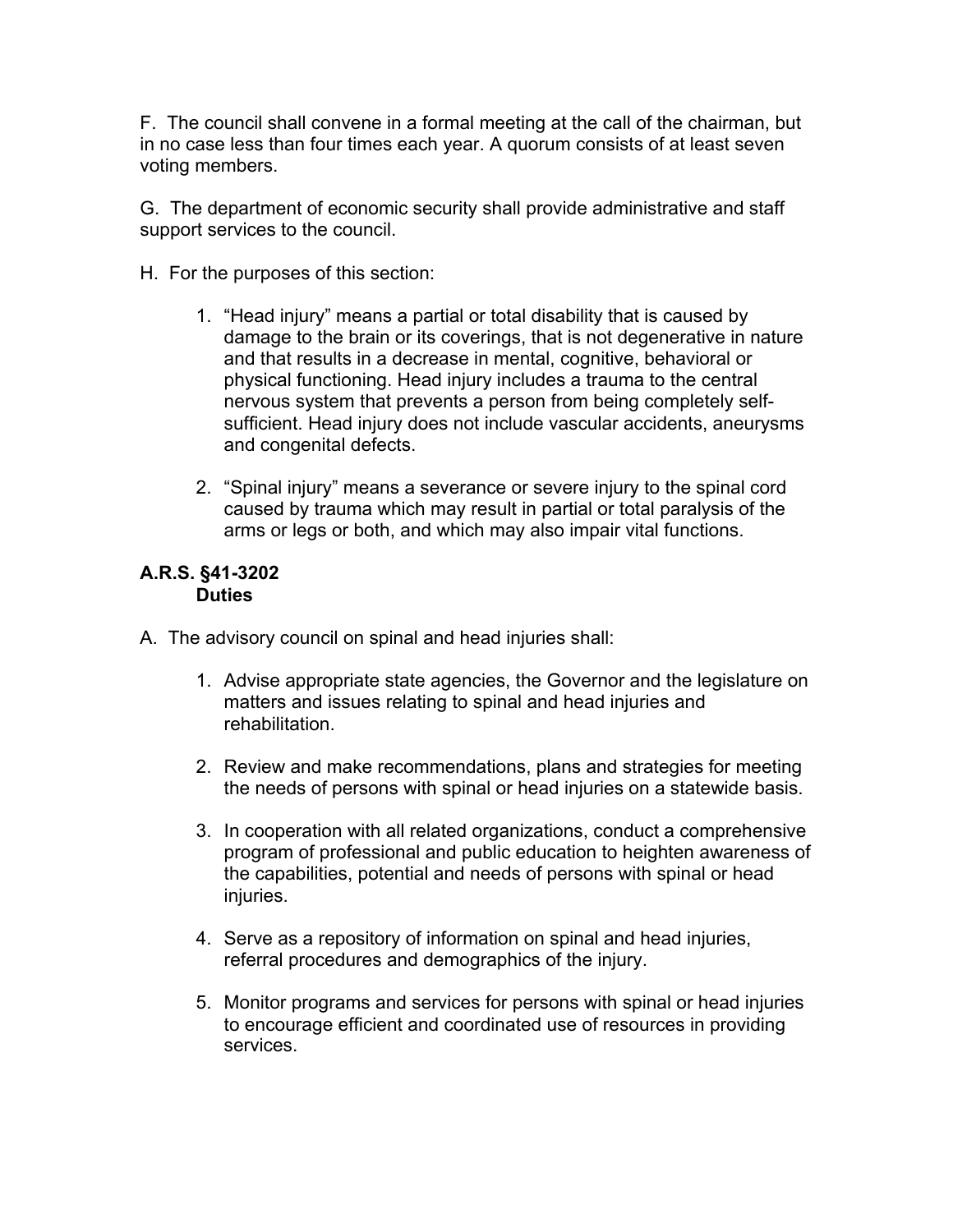F. The council shall convene in a formal meeting at the call of the chairman, but in no case less than four times each year. A quorum consists of at least seven voting members.

G. The department of economic security shall provide administrative and staff support services to the council.

H. For the purposes of this section:

1. "Head injury" means a partial or total disability that is caused by damage to the brain or its coverings, that is not degenerative in nature and that results in a decrease in mental, cognitive, behavioral or physical functioning. Head injury includes a trauma to the central nervous system that prevents a person from being completely self-sufficient. Head injury does not include vascular accidents, aneurysms and congenital defects.

2. "Spinal injury" means a severance or severe injury to the spinal cord caused by trauma which may result in partial or total paralysis of the arms or legs or both, and which may also impair vital functions.

**A.R.S. §41-3202**
**Duties**

A. The advisory council on spinal and head injuries shall:

1. Advise appropriate state agencies, the Governor and the legislature on matters and issues relating to spinal and head injuries and rehabilitation.

2. Review and make recommendations, plans and strategies for meeting the needs of persons with spinal or head injuries on a statewide basis.

3. In cooperation with all related organizations, conduct a comprehensive program of professional and public education to heighten awareness of the capabilities, potential and needs of persons with spinal or head injuries.

4. Serve as a repository of information on spinal and head injuries, referral procedures and demographics of the injury.

5. Monitor programs and services for persons with spinal or head injuries to encourage efficient and coordinated use of resources in providing services.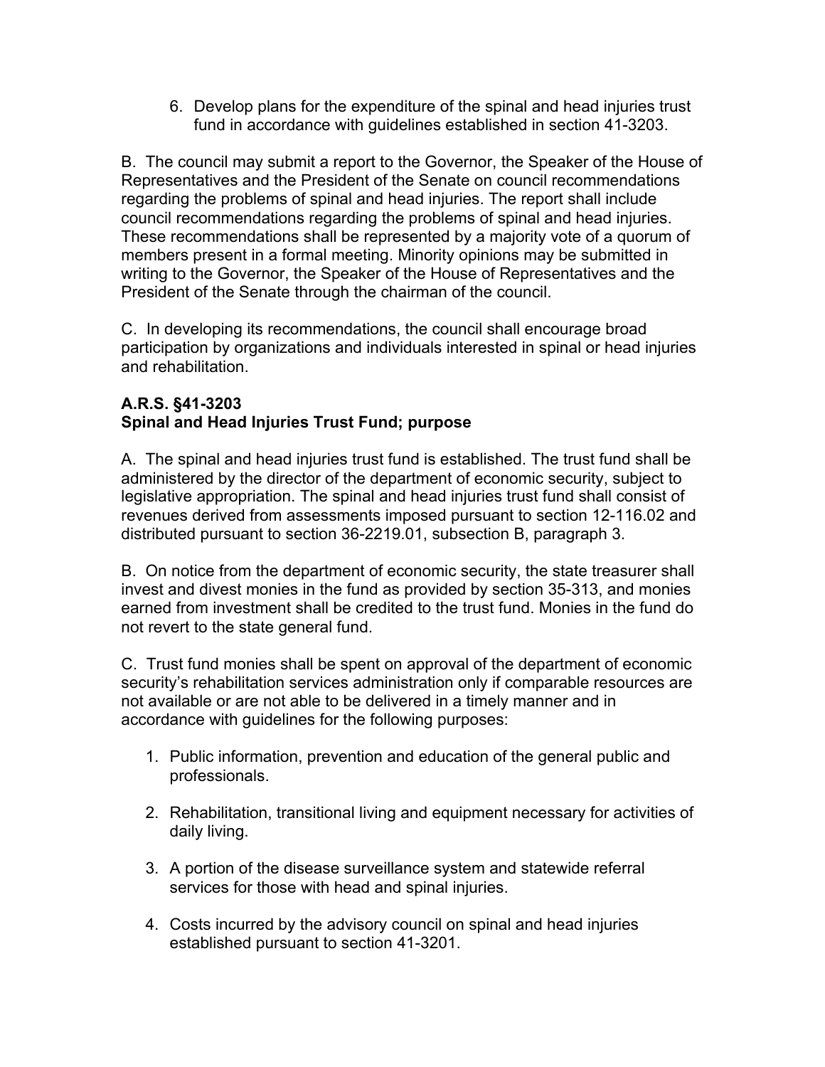6. Develop plans for the expenditure of the spinal and head injuries trust fund in accordance with guidelines established in section 41-3203.

B. The council may submit a report to the Governor, the Speaker of the House of Representatives and the President of the Senate on council recommendations regarding the problems of spinal and head injuries. The report shall include council recommendations regarding the problems of spinal and head injuries. These recommendations shall be represented by a majority vote of a quorum of members present in a formal meeting. Minority opinions may be submitted in writing to the Governor, the Speaker of the House of Representatives and the President of the Senate through the chairman of the council.

C. In developing its recommendations, the council shall encourage broad participation by organizations and individuals interested in spinal or head injuries and rehabilitation.

**A.R.S. §41-3203**
**Spinal and Head Injuries Trust Fund; purpose**

A. The spinal and head injuries trust fund is established. The trust fund shall be administered by the director of the department of economic security, subject to legislative appropriation. The spinal and head injuries trust fund shall consist of revenues derived from assessments imposed pursuant to section 12-116.02 and distributed pursuant to section 36-2219.01, subsection B, paragraph 3.

B. On notice from the department of economic security, the state treasurer shall invest and divest monies in the fund as provided by section 35-313, and monies earned from investment shall be credited to the trust fund. Monies in the fund do not revert to the state general fund.

C. Trust fund monies shall be spent on approval of the department of economic security's rehabilitation services administration only if comparable resources are not available or are not able to be delivered in a timely manner and in accordance with guidelines for the following purposes:

1. Public information, prevention and education of the general public and professionals.

2. Rehabilitation, transitional living and equipment necessary for activities of daily living.

3. A portion of the disease surveillance system and statewide referral services for those with head and spinal injuries.

4. Costs incurred by the advisory council on spinal and head injuries established pursuant to section 41-3201.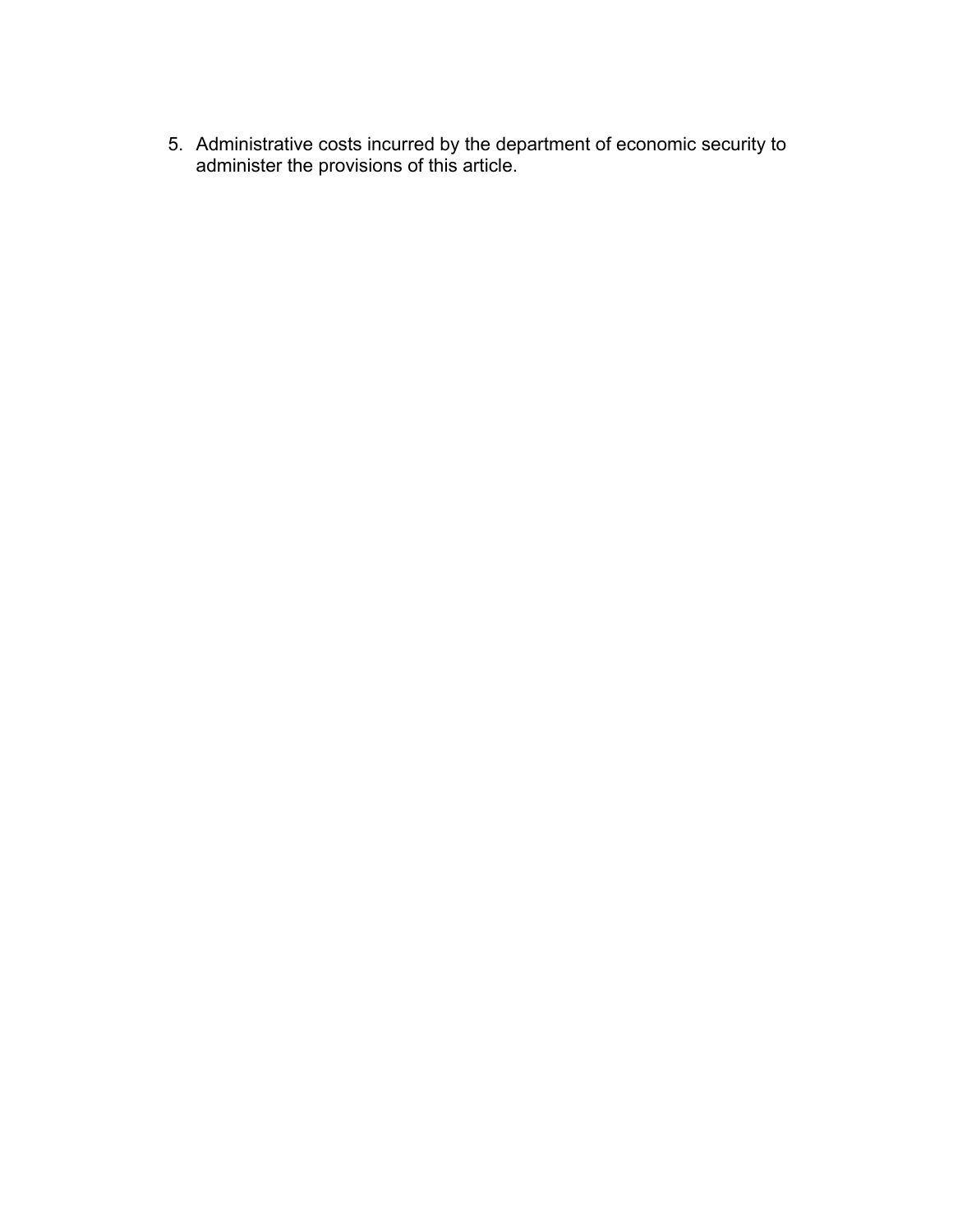5. Administrative costs incurred by the department of economic security to administer the provisions of this article.